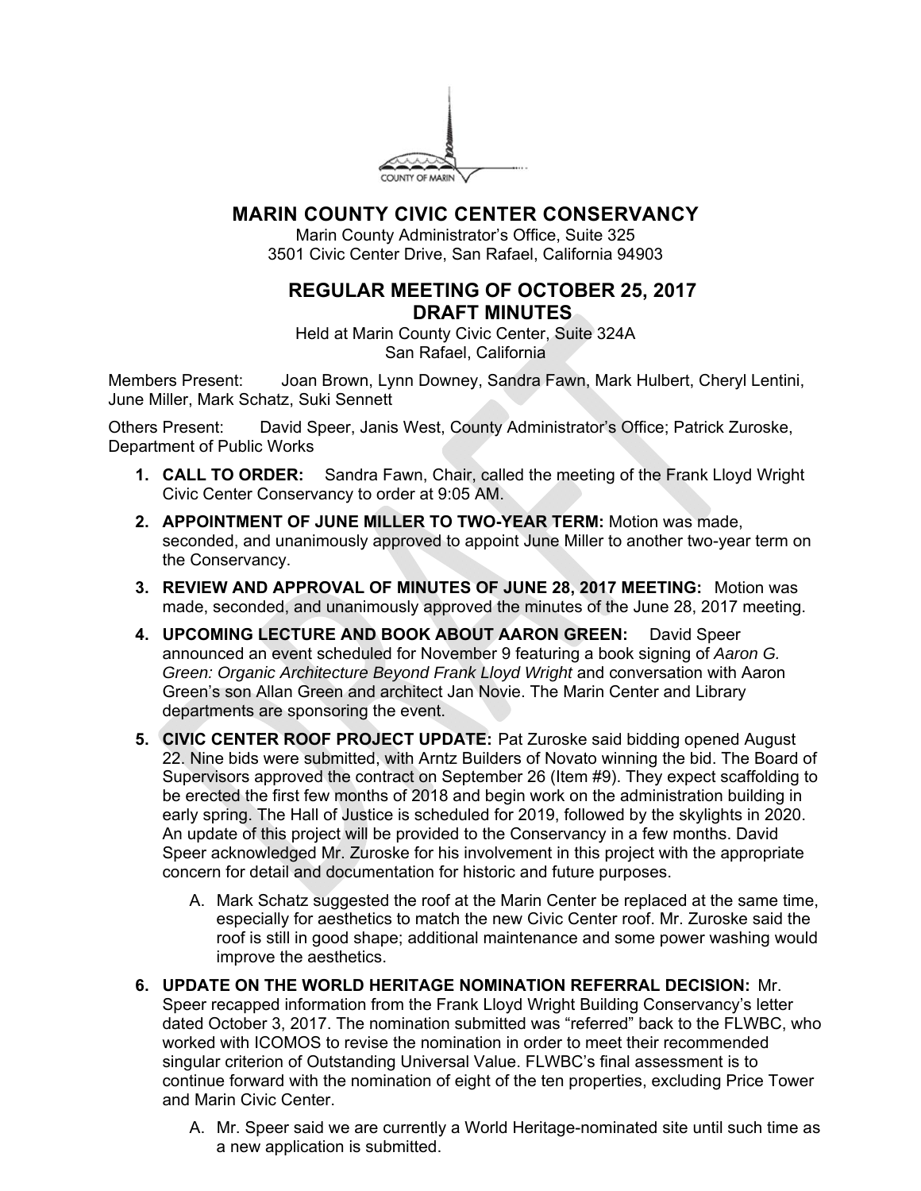# MARIN COUNTY CIVIC CENTER CONSERVANCY

Marin County Administrator's Office, Suite 325
3501 Civic Center Drive, San Rafael, California 94903

## REGULAR MEETING OF OCTOBER 25, 2017
## DRAFT MINUTES

Held at Marin County Civic Center, Suite 324A
San Rafael, California

Members Present: Joan Brown, Lynn Downey, Sandra Fawn, Mark Hulbert, Cheryl Lentini, June Miller, Mark Schatz, Suki Sennett

Others Present: David Speer, Janis West, County Administrator's Office; Patrick Zuroske, Department of Public Works

1. **CALL TO ORDER:** Sandra Fawn, Chair, called the meeting of the Frank Lloyd Wright Civic Center Conservancy to order at 9:05 AM.
2. **APPOINTMENT OF JUNE MILLER TO TWO-YEAR TERM:** Motion was made, seconded, and unanimously approved to appoint June Miller to another two-year term on the Conservancy.
3. **REVIEW AND APPROVAL OF MINUTES OF JUNE 28, 2017 MEETING:** Motion was made, seconded, and unanimously approved the minutes of the June 28, 2017 meeting.
4. **UPCOMING LECTURE AND BOOK ABOUT AARON GREEN:** David Speer announced an event scheduled for November 9 featuring a book signing of *Aaron G. Green: Organic Architecture Beyond Frank Lloyd Wright* and conversation with Aaron Green's son Allan Green and architect Jan Novie. The Marin Center and Library departments are sponsoring the event.
5. **CIVIC CENTER ROOF PROJECT UPDATE:** Pat Zuroske said bidding opened August 22. Nine bids were submitted, with Arntz Builders of Novato winning the bid. The Board of Supervisors approved the contract on September 26 (Item #9). They expect scaffolding to be erected the first few months of 2018 and begin work on the administration building in early spring. The Hall of Justice is scheduled for 2019, followed by the skylights in 2020. An update of this project will be provided to the Conservancy in a few months. David Speer acknowledged Mr. Zuroske for his involvement in this project with the appropriate concern for detail and documentation for historic and future purposes.
   A. Mark Schatz suggested the roof at the Marin Center be replaced at the same time, especially for aesthetics to match the new Civic Center roof. Mr. Zuroske said the roof is still in good shape; additional maintenance and some power washing would improve the aesthetics.
6. **UPDATE ON THE WORLD HERITAGE NOMINATION REFERRAL DECISION:** Mr. Speer recapped information from the Frank Lloyd Wright Building Conservancy's letter dated October 3, 2017. The nomination submitted was "referred" back to the FLWBC, who worked with ICOMOS to revise the nomination in order to meet their recommended singular criterion of Outstanding Universal Value. FLWBC's final assessment is to continue forward with the nomination of eight of the ten properties, excluding Price Tower and Marin Civic Center.
   A. Mr. Speer said we are currently a World Heritage-nominated site until such time as a new application is submitted.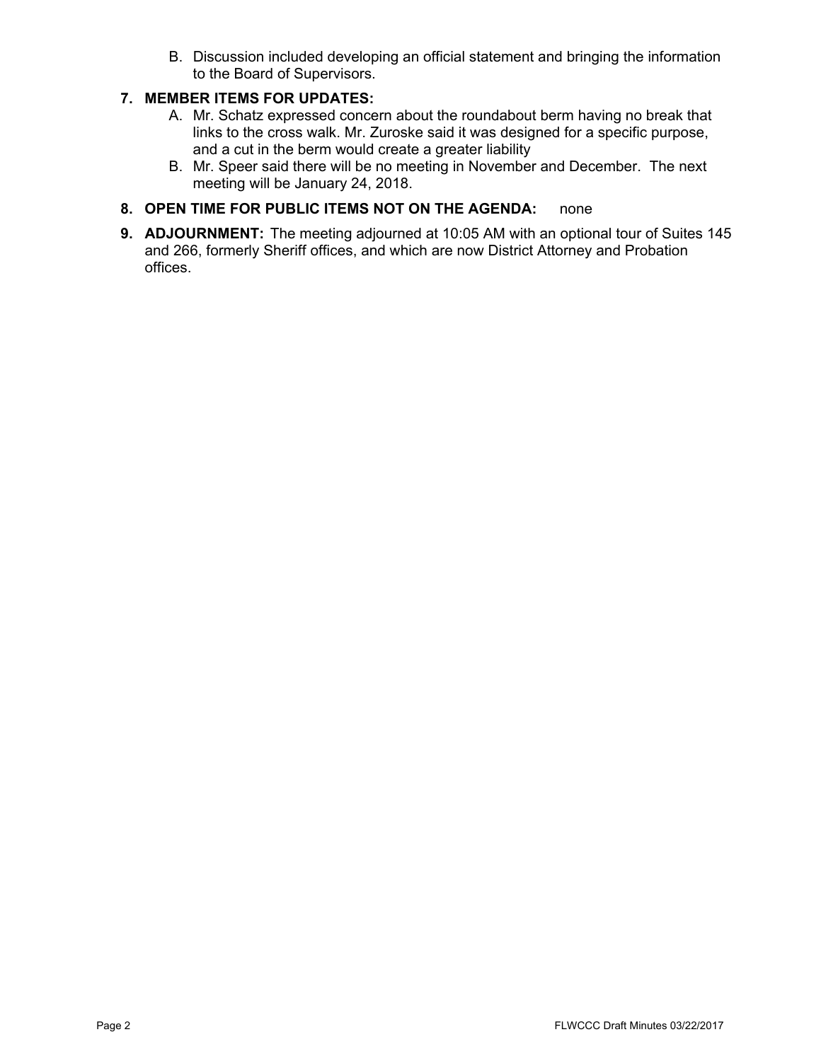B. Discussion included developing an official statement and bringing the information to the Board of Supervisors.

**7. MEMBER ITEMS FOR UPDATES:**

A. Mr. Schatz expressed concern about the roundabout berm having no break that links to the cross walk. Mr. Zuroske said it was designed for a specific purpose, and a cut in the berm would create a greater liability

B. Mr. Speer said there will be no meeting in November and December. The next meeting will be January 24, 2018.

**8. OPEN TIME FOR PUBLIC ITEMS NOT ON THE AGENDA:** none

**9. ADJOURNMENT:** The meeting adjourned at 10:05 AM with an optional tour of Suites 145 and 266, formerly Sheriff offices, and which are now District Attorney and Probation offices.